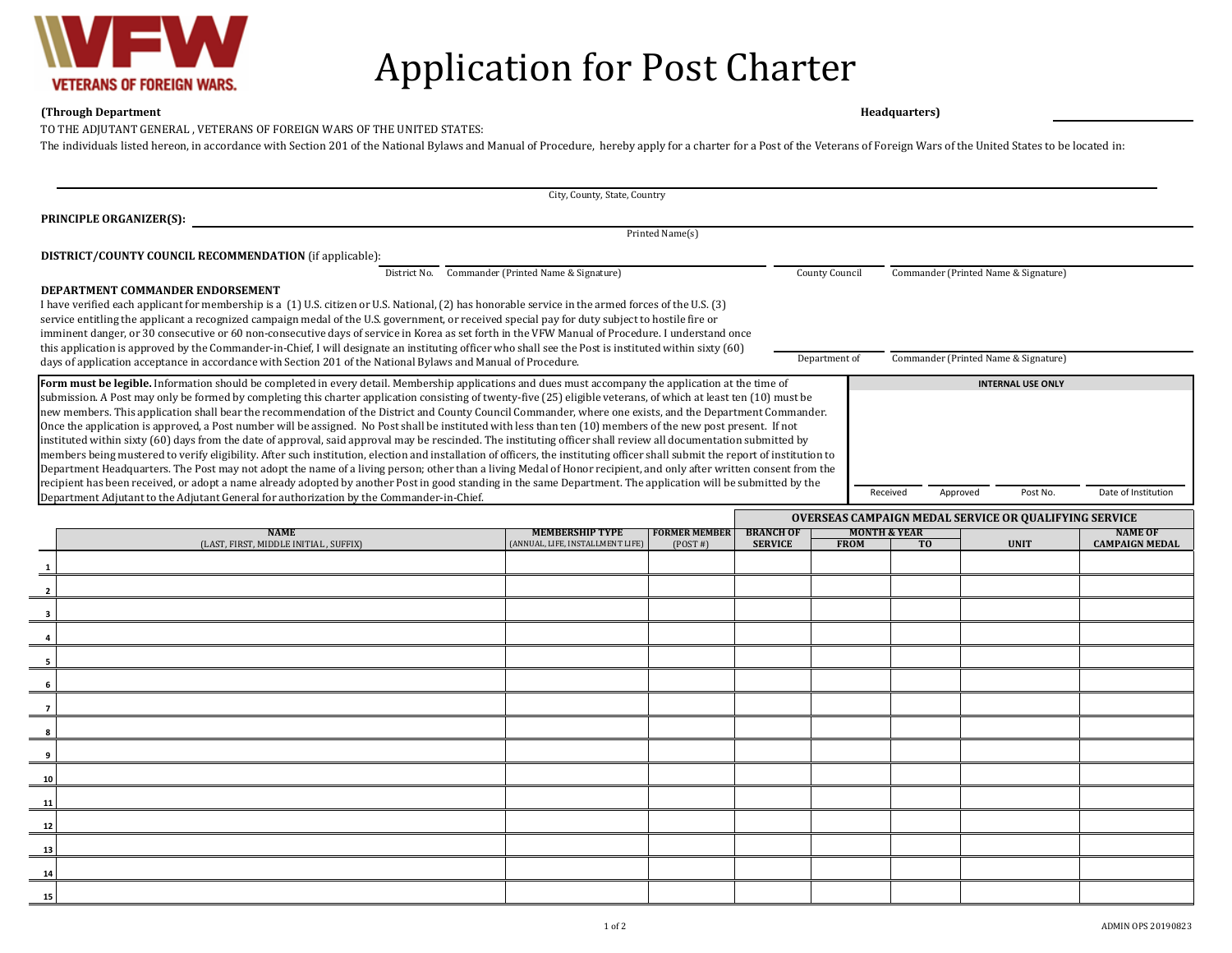VETERANS OF FOREIGN WARS.

# Application for Post Charter

**(Through Department** ______________________________ **Headquarters)**

TO THE ADJUTANT GENERAL , VETERANS OF FOREIGN WARS OF THE UNITED STATES:

The individuals listed hereon, in accordance with Section 201 of the National Bylaws and Manual of Procedure, hereby apply for a charter for a Post of the Veterans of Foreign Wars of the United States to be located in:

______________________________________________________________
City, County, State, Country

**PRINCIPLE ORGANIZER(S):** ______________________________________________________________
Printed Name(s)

**DISTRICT/COUNTY COUNCIL RECOMMENDATION** (if applicable):

District No. ______ Commander (Printed Name & Signature) ______________________________

County Council ______ Commander (Printed Name & Signature) ______________________________

**DEPARTMENT COMMANDER ENDORSEMENT**

I have verified each applicant for membership is a (1) U.S. citizen or U.S. National, (2) has honorable service in the armed forces of the U.S. (3) service entitling the applicant a recognized campaign medal of the U.S. government, or received special pay for duty subject to hostile fire or imminent danger, or 30 consecutive or 60 non-consecutive days of service in Korea as set forth in the VFW Manual of Procedure. I understand once this application is approved by the Commander-in-Chief, I will designate an instituting officer who shall see the Post is instituted within sixty (60) days of application acceptance in accordance with Section 201 of the National Bylaws and Manual of Procedure.

Department of ______ Commander (Printed Name & Signature) ______________________________

**Form must be legible.** Information should be completed in every detail. Membership applications and dues must accompany the application at the time of submission. A Post may only be formed by completing this charter application consisting of twenty-five (25) eligible veterans, of which at least ten (10) must be new members. This application shall bear the recommendation of the District and County Council Commander, where one exists, and the Department Commander. Once the application is approved, a Post number will be assigned. No Post shall be instituted with less than ten (10) members of the new post present. If not instituted within sixty (60) days from the date of approval, said approval may be rescinded. The instituting officer shall review all documentation submitted by members being mustered to verify eligibility. After such institution, election and installation of officers, the instituting officer shall submit the report of institution to Department Headquarters. The Post may not adopt the name of a living person; other than a living Medal of Honor recipient, and only after written consent from the recipient has been received, or adopt a name already adopted by another Post in good standing in the same Department. The application will be submitted by the Department Adjutant to the Adjutant General for authorization by the Commander-in-Chief.

**INTERNAL USE ONLY**

| Received | Approved | Post No. | Date of Institution |
|---|---|---|---|
| | | | |

| | NAME (LAST, FIRST, MIDDLE INITIAL, SUFFIX) | MEMBERSHIP TYPE (ANNUAL, LIFE, INSTALLMENT LIFE) | FORMER MEMBER (POST #) | OVERSEAS CAMPAIGN MEDAL SERVICE OR QUALIFYING SERVICE | | | | |
|---|---|---|---|---|---|---|---|---|
| | | | | BRANCH OF SERVICE | MONTH & YEAR FROM | MONTH & YEAR TO | UNIT | NAME OF CAMPAIGN MEDAL |
| 1 | | | | | | | | |
| 2 | | | | | | | | |
| 3 | | | | | | | | |
| 4 | | | | | | | | |
| 5 | | | | | | | | |
| 6 | | | | | | | | |
| 7 | | | | | | | | |
| 8 | | | | | | | | |
| 9 | | | | | | | | |
| 10 | | | | | | | | |
| 11 | | | | | | | | |
| 12 | | | | | | | | |
| 13 | | | | | | | | |
| 14 | | | | | | | | |
| 15 | | | | | | | | |

ADMIN OPS 20190823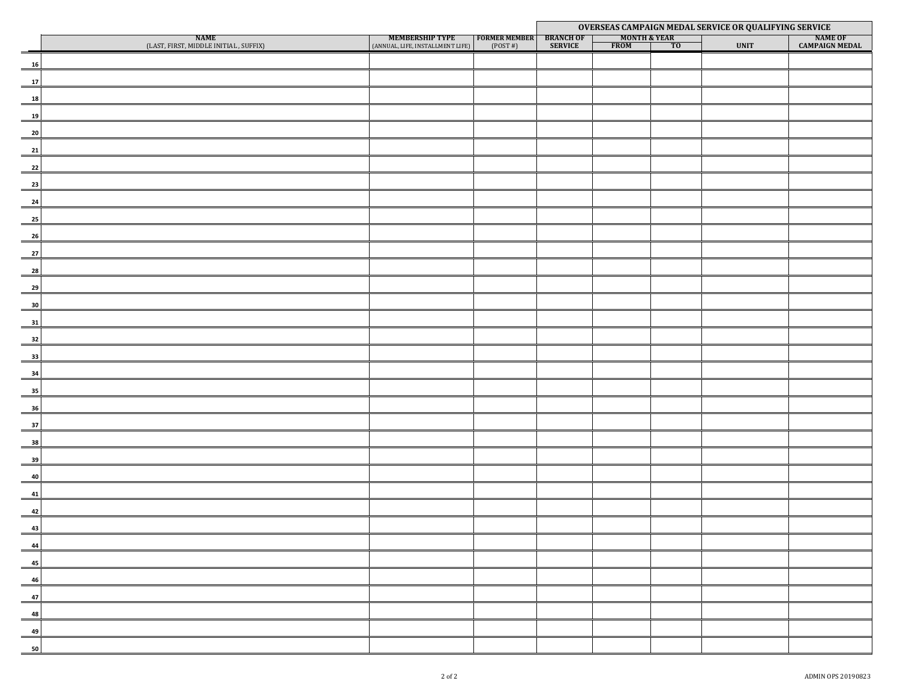| | NAME (LAST, FIRST, MIDDLE INITIAL, SUFFIX) | MEMBERSHIP TYPE (ANNUAL, LIFE, INSTALLMENT LIFE) | FORMER MEMBER (POST #) | OVERSEAS CAMPAIGN MEDAL SERVICE OR QUALIFYING SERVICE | | | | |
|---|---|---|---|---|---|---|---|---|
| | | | | BRANCH OF SERVICE | MONTH & YEAR FROM | MONTH & YEAR TO | UNIT | NAME OF CAMPAIGN MEDAL |
| 16 | | | | | | | | |
| 17 | | | | | | | | |
| 18 | | | | | | | | |
| 19 | | | | | | | | |
| 20 | | | | | | | | |
| 21 | | | | | | | | |
| 22 | | | | | | | | |
| 23 | | | | | | | | |
| 24 | | | | | | | | |
| 25 | | | | | | | | |
| 26 | | | | | | | | |
| 27 | | | | | | | | |
| 28 | | | | | | | | |
| 29 | | | | | | | | |
| 30 | | | | | | | | |
| 31 | | | | | | | | |
| 32 | | | | | | | | |
| 33 | | | | | | | | |
| 34 | | | | | | | | |
| 35 | | | | | | | | |
| 36 | | | | | | | | |
| 37 | | | | | | | | |
| 38 | | | | | | | | |
| 39 | | | | | | | | |
| 40 | | | | | | | | |
| 41 | | | | | | | | |
| 42 | | | | | | | | |
| 43 | | | | | | | | |
| 44 | | | | | | | | |
| 45 | | | | | | | | |
| 46 | | | | | | | | |
| 47 | | | | | | | | |
| 48 | | | | | | | | |
| 49 | | | | | | | | |
| 50 | | | | | | | | |

ADMIN OPS 20190823